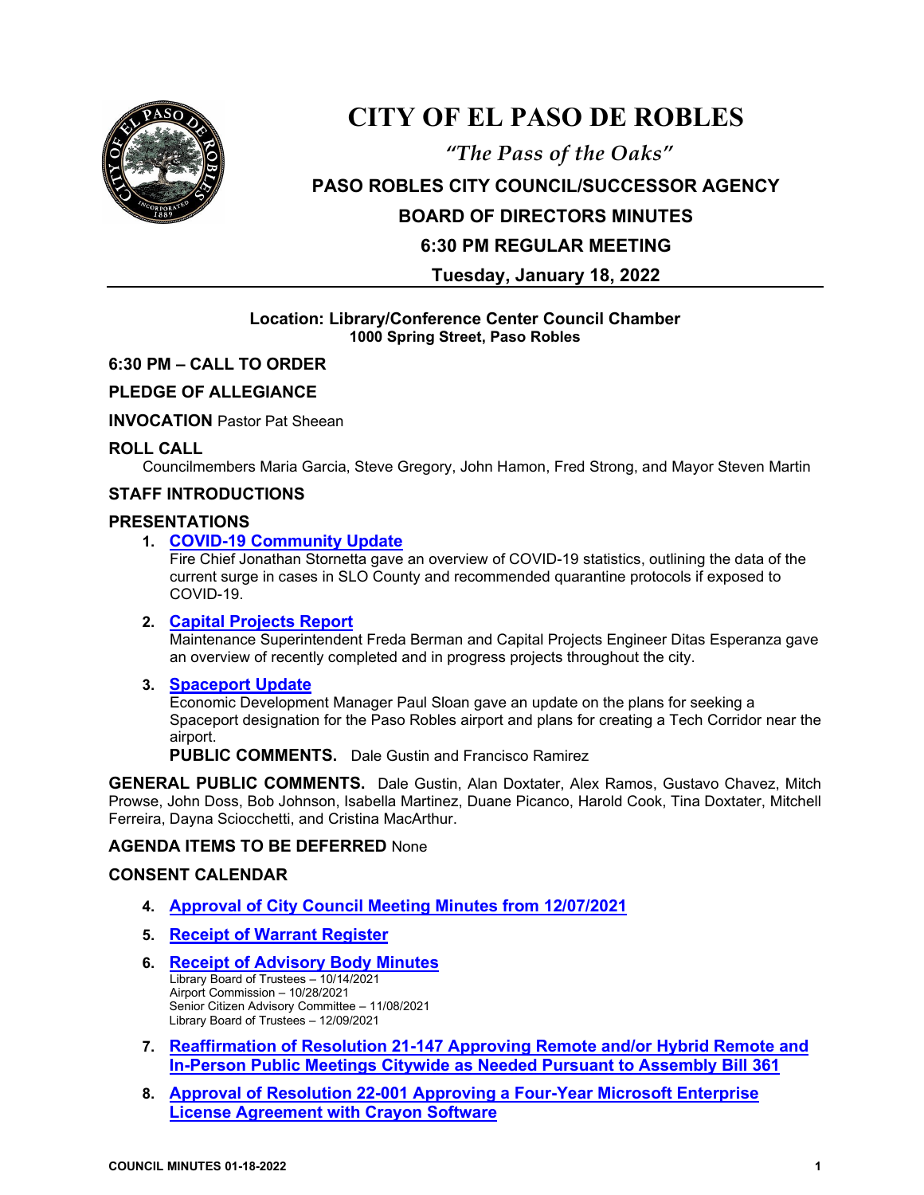# CITY OF EL PASO DE ROBLES

*"The Pass of the Oaks"*

## PASO ROBLES CITY COUNCIL/SUCCESSOR AGENCY BOARD OF DIRECTORS MINUTES

## 6:30 PM REGULAR MEETING

## Tuesday, January 18, 2022

**Location: Library/Conference Center Council Chamber**
**1000 Spring Street, Paso Robles**

### 6:30 PM – CALL TO ORDER

### PLEDGE OF ALLEGIANCE

**INVOCATION** Pastor Pat Sheean

### ROLL CALL

Councilmembers Maria Garcia, Steve Gregory, John Hamon, Fred Strong, and Mayor Steven Martin

### STAFF INTRODUCTIONS

### PRESENTATIONS

1. **COVID-19 Community Update**
   Fire Chief Jonathan Stornetta gave an overview of COVID-19 statistics, outlining the data of the current surge in cases in SLO County and recommended quarantine protocols if exposed to COVID-19.

2. **Capital Projects Report**
   Maintenance Superintendent Freda Berman and Capital Projects Engineer Ditas Esperanza gave an overview of recently completed and in progress projects throughout the city.

3. **Spaceport Update**
   Economic Development Manager Paul Sloan gave an update on the plans for seeking a Spaceport designation for the Paso Robles airport and plans for creating a Tech Corridor near the airport.
   **PUBLIC COMMENTS.** Dale Gustin and Francisco Ramirez

**GENERAL PUBLIC COMMENTS.** Dale Gustin, Alan Doxtater, Alex Ramos, Gustavo Chavez, Mitch Prowse, John Doss, Bob Johnson, Isabella Martinez, Duane Picanco, Harold Cook, Tina Doxtater, Mitchell Ferreira, Dayna Sciocchetti, and Cristina MacArthur.

**AGENDA ITEMS TO BE DEFERRED** None

### CONSENT CALENDAR

4. **Approval of City Council Meeting Minutes from 12/07/2021**

5. **Receipt of Warrant Register**

6. **Receipt of Advisory Body Minutes**
   Library Board of Trustees – 10/14/2021
   Airport Commission – 10/28/2021
   Senior Citizen Advisory Committee – 11/08/2021
   Library Board of Trustees – 12/09/2021

7. **Reaffirmation of Resolution 21-147 Approving Remote and/or Hybrid Remote and In-Person Public Meetings Citywide as Needed Pursuant to Assembly Bill 361**

8. **Approval of Resolution 22-001 Approving a Four-Year Microsoft Enterprise License Agreement with Crayon Software**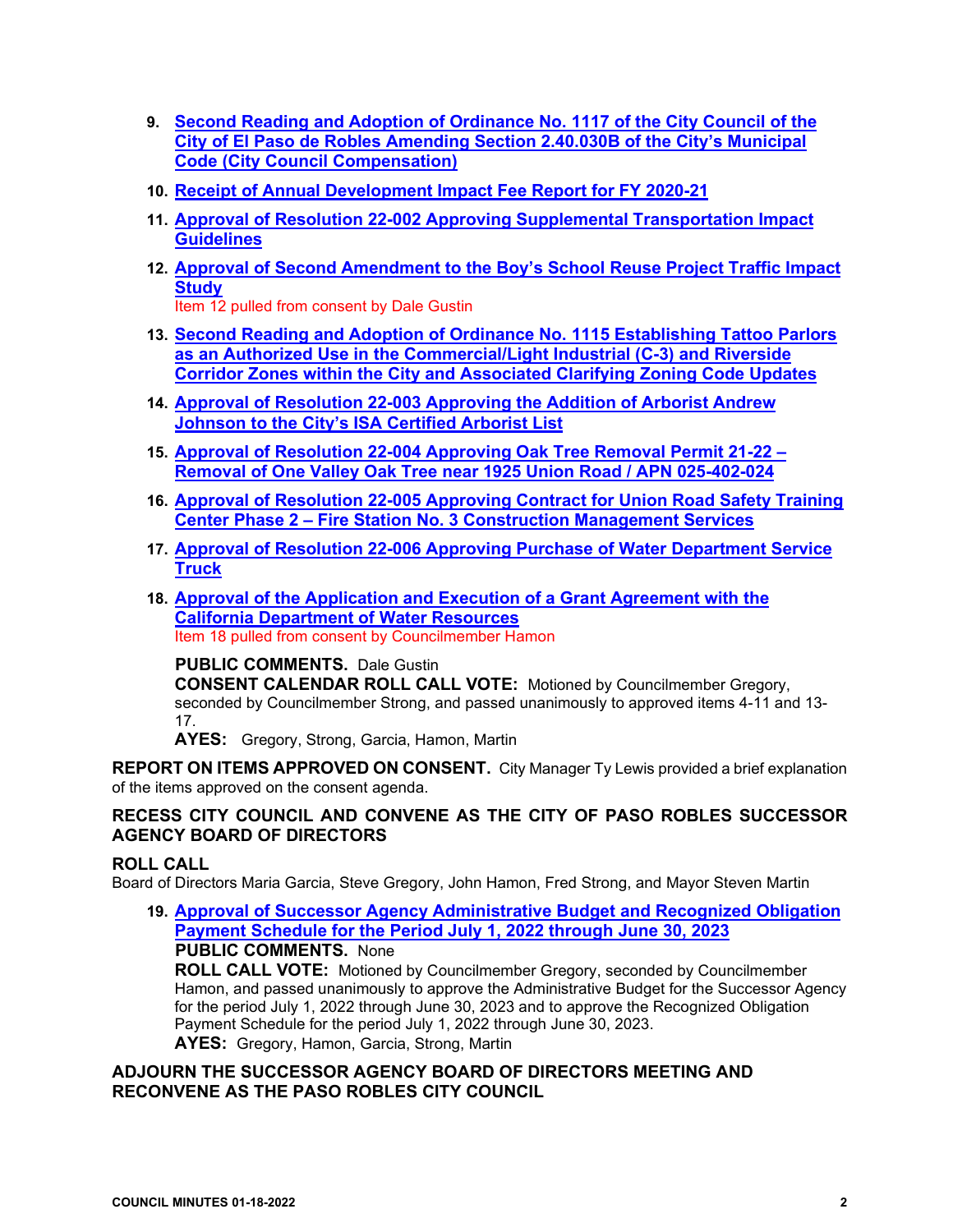9. **Second Reading and Adoption of Ordinance No. 1117 of the City Council of the City of El Paso de Robles Amending Section 2.40.030B of the City's Municipal Code (City Council Compensation)**

10. **Receipt of Annual Development Impact Fee Report for FY 2020-21**

11. **Approval of Resolution 22-002 Approving Supplemental Transportation Impact Guidelines**

12. **Approval of Second Amendment to the Boy's School Reuse Project Traffic Impact Study**
    Item 12 pulled from consent by Dale Gustin

13. **Second Reading and Adoption of Ordinance No. 1115 Establishing Tattoo Parlors as an Authorized Use in the Commercial/Light Industrial (C-3) and Riverside Corridor Zones within the City and Associated Clarifying Zoning Code Updates**

14. **Approval of Resolution 22-003 Approving the Addition of Arborist Andrew Johnson to the City's ISA Certified Arborist List**

15. **Approval of Resolution 22-004 Approving Oak Tree Removal Permit 21-22 – Removal of One Valley Oak Tree near 1925 Union Road / APN 025-402-024**

16. **Approval of Resolution 22-005 Approving Contract for Union Road Safety Training Center Phase 2 – Fire Station No. 3 Construction Management Services**

17. **Approval of Resolution 22-006 Approving Purchase of Water Department Service Truck**

18. **Approval of the Application and Execution of a Grant Agreement with the California Department of Water Resources**
    Item 18 pulled from consent by Councilmember Hamon

    **PUBLIC COMMENTS.** Dale Gustin
    **CONSENT CALENDAR ROLL CALL VOTE:** Motioned by Councilmember Gregory, seconded by Councilmember Strong, and passed unanimously to approved items 4-11 and 13-17.
    **AYES:** Gregory, Strong, Garcia, Hamon, Martin

**REPORT ON ITEMS APPROVED ON CONSENT.** City Manager Ty Lewis provided a brief explanation of the items approved on the consent agenda.

**RECESS CITY COUNCIL AND CONVENE AS THE CITY OF PASO ROBLES SUCCESSOR AGENCY BOARD OF DIRECTORS**

**ROLL CALL**
Board of Directors Maria Garcia, Steve Gregory, John Hamon, Fred Strong, and Mayor Steven Martin

19. **Approval of Successor Agency Administrative Budget and Recognized Obligation Payment Schedule for the Period July 1, 2022 through June 30, 2023**
    **PUBLIC COMMENTS.** None
    **ROLL CALL VOTE:** Motioned by Councilmember Gregory, seconded by Councilmember Hamon, and passed unanimously to approve the Administrative Budget for the Successor Agency for the period July 1, 2022 through June 30, 2023 and to approve the Recognized Obligation Payment Schedule for the period July 1, 2022 through June 30, 2023.
    **AYES:** Gregory, Hamon, Garcia, Strong, Martin

**ADJOURN THE SUCCESSOR AGENCY BOARD OF DIRECTORS MEETING AND RECONVENE AS THE PASO ROBLES CITY COUNCIL**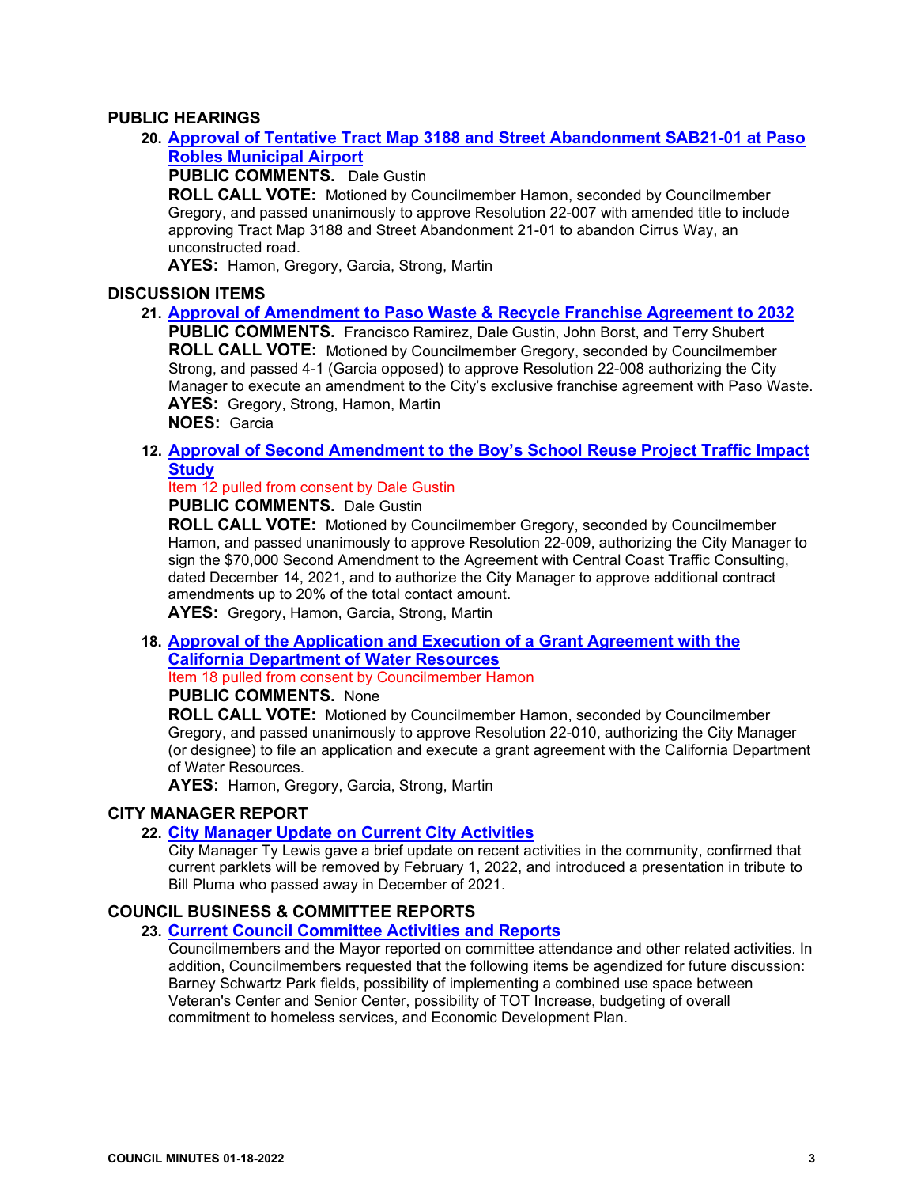## PUBLIC HEARINGS

20. **Approval of Tentative Tract Map 3188 and Street Abandonment SAB21-01 at Paso Robles Municipal Airport**

    **PUBLIC COMMENTS.** Dale Gustin

    **ROLL CALL VOTE:** Motioned by Councilmember Hamon, seconded by Councilmember Gregory, and passed unanimously to approve Resolution 22-007 with amended title to include approving Tract Map 3188 and Street Abandonment 21-01 to abandon Cirrus Way, an unconstructed road.

    **AYES:** Hamon, Gregory, Garcia, Strong, Martin

## DISCUSSION ITEMS

21. **Approval of Amendment to Paso Waste & Recycle Franchise Agreement to 2032**

    **PUBLIC COMMENTS.** Francisco Ramirez, Dale Gustin, John Borst, and Terry Shubert

    **ROLL CALL VOTE:** Motioned by Councilmember Gregory, seconded by Councilmember Strong, and passed 4-1 (Garcia opposed) to approve Resolution 22-008 authorizing the City Manager to execute an amendment to the City's exclusive franchise agreement with Paso Waste.

    **AYES:** Gregory, Strong, Hamon, Martin

    **NOES:** Garcia

12. **Approval of Second Amendment to the Boy's School Reuse Project Traffic Impact Study**

    Item 12 pulled from consent by Dale Gustin

    **PUBLIC COMMENTS.** Dale Gustin

    **ROLL CALL VOTE:** Motioned by Councilmember Gregory, seconded by Councilmember Hamon, and passed unanimously to approve Resolution 22-009, authorizing the City Manager to sign the $70,000 Second Amendment to the Agreement with Central Coast Traffic Consulting, dated December 14, 2021, and to authorize the City Manager to approve additional contract amendments up to 20% of the total contact amount.

    **AYES:** Gregory, Hamon, Garcia, Strong, Martin

18. **Approval of the Application and Execution of a Grant Agreement with the California Department of Water Resources**

    Item 18 pulled from consent by Councilmember Hamon

    **PUBLIC COMMENTS.** None

    **ROLL CALL VOTE:** Motioned by Councilmember Hamon, seconded by Councilmember Gregory, and passed unanimously to approve Resolution 22-010, authorizing the City Manager (or designee) to file an application and execute a grant agreement with the California Department of Water Resources.

    **AYES:** Hamon, Gregory, Garcia, Strong, Martin

## CITY MANAGER REPORT

22. **City Manager Update on Current City Activities**

    City Manager Ty Lewis gave a brief update on recent activities in the community, confirmed that current parklets will be removed by February 1, 2022, and introduced a presentation in tribute to Bill Pluma who passed away in December of 2021.

## COUNCIL BUSINESS & COMMITTEE REPORTS

23. **Current Council Committee Activities and Reports**

    Councilmembers and the Mayor reported on committee attendance and other related activities. In addition, Councilmembers requested that the following items be agendized for future discussion: Barney Schwartz Park fields, possibility of implementing a combined use space between Veteran's Center and Senior Center, possibility of TOT Increase, budgeting of overall commitment to homeless services, and Economic Development Plan.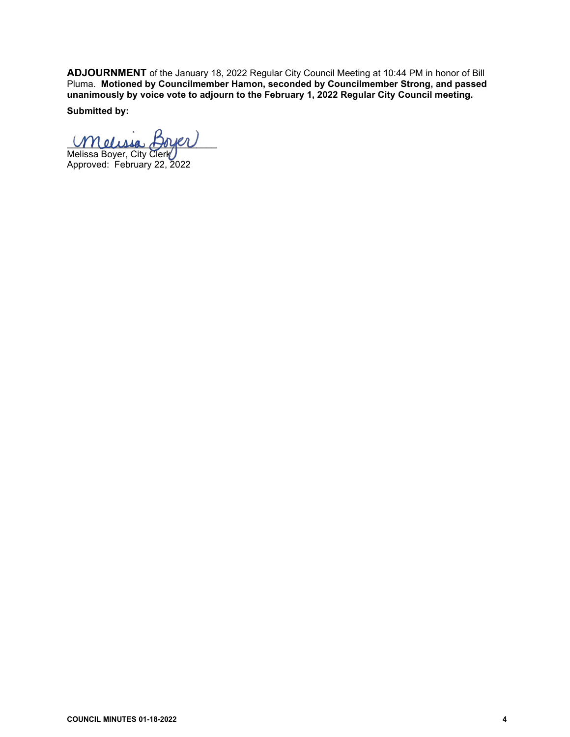**ADJOURNMENT** of the January 18, 2022 Regular City Council Meeting at 10:44 PM in honor of Bill Pluma. **Motioned by Councilmember Hamon, seconded by Councilmember Strong, and passed unanimously by voice vote to adjourn to the February 1, 2022 Regular City Council meeting.**

**Submitted by:**

Melissa Boyer, City Clerk
Approved: February 22, 2022